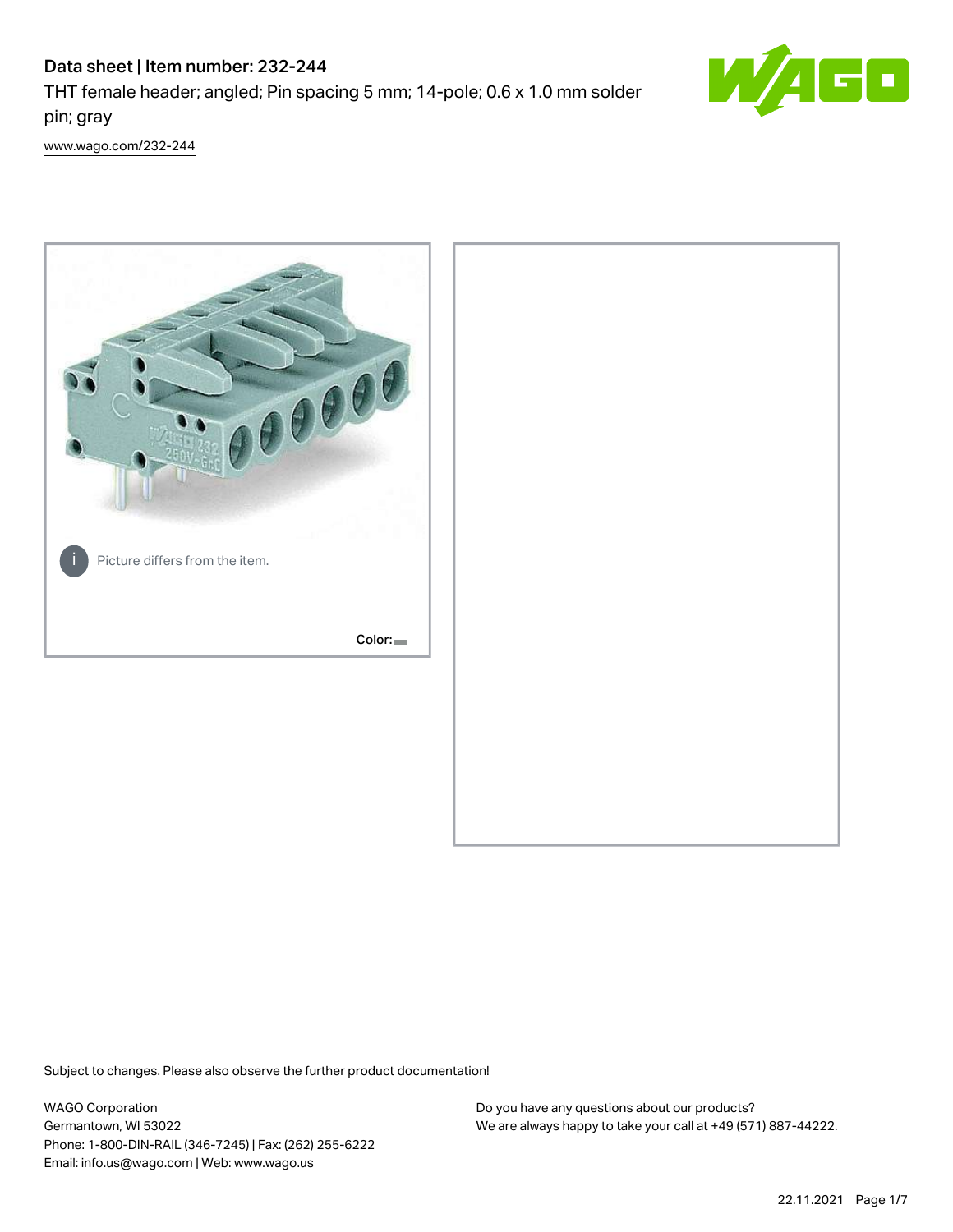# Data sheet | Item number: 232-244

THT female header; angled; Pin spacing 5 mm; 14-pole; 0.6 x 1.0 mm solder pin; gray

www.wago.com/232-244

Picture differs from the item.

Color:

Subject to changes. Please also observe the further product documentation!

WAGO Corporation
Germantown, WI 53022
Phone: 1-800-DIN-RAIL (346-7245) | Fax: (262) 255-6222
Email: info.us@wago.com | Web: www.wago.us

Do you have any questions about our products?
We are always happy to take your call at +49 (571) 887-44222.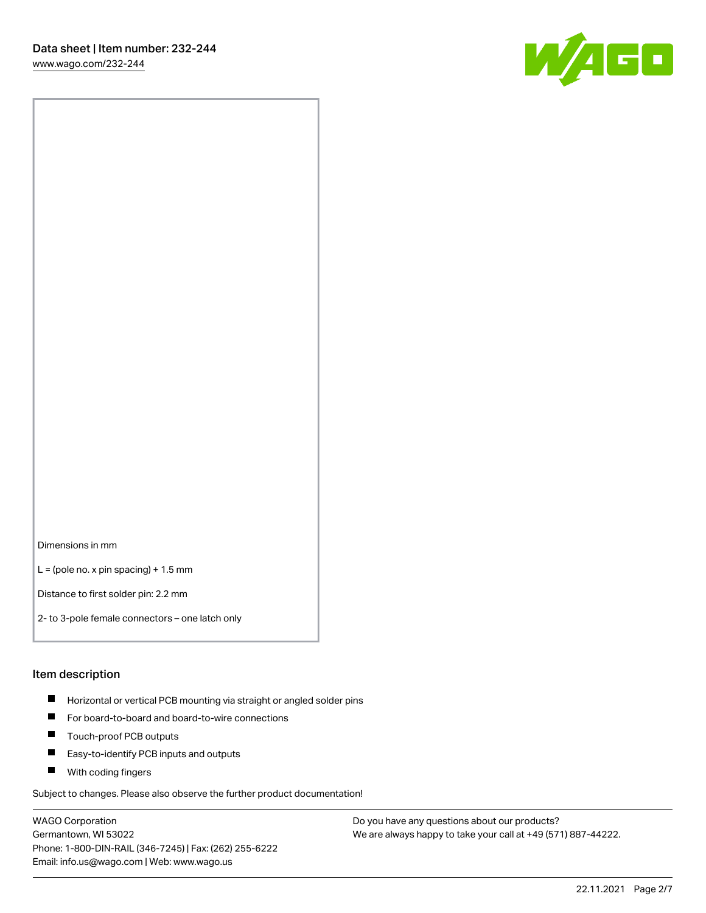Dimensions in mm

L = (pole no. x pin spacing) + 1.5 mm

Distance to first solder pin: 2.2 mm

2- to 3-pole female connectors – one latch only

## Item description

- Horizontal or vertical PCB mounting via straight or angled solder pins
- For board-to-board and board-to-wire connections
- Touch-proof PCB outputs
- Easy-to-identify PCB inputs and outputs
- With coding fingers

Subject to changes. Please also observe the further product documentation!

WAGO Corporation
Germantown, WI 53022
Phone: 1-800-DIN-RAIL (346-7245) | Fax: (262) 255-6222
Email: info.us@wago.com | Web: www.wago.us

Do you have any questions about our products?
We are always happy to take your call at +49 (571) 887-44222.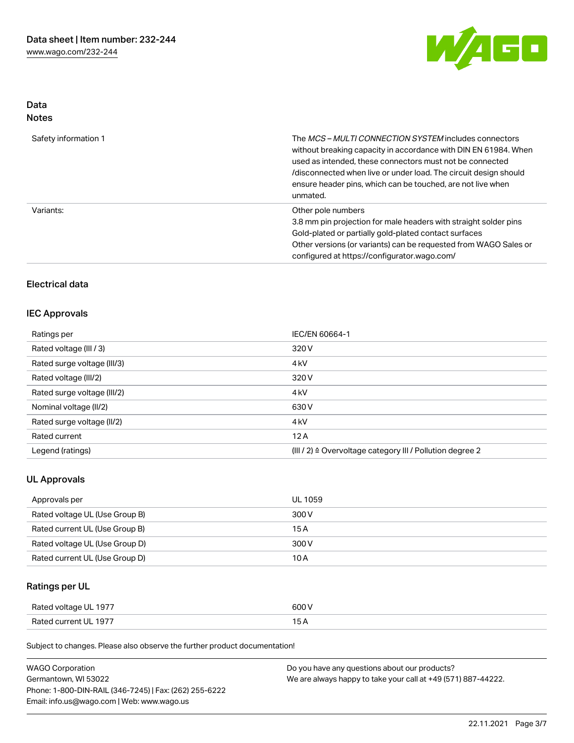## Data
### Notes

| | |
|---|---|
| Safety information 1 | The *MCS – MULTI CONNECTION SYSTEM* includes connectors without breaking capacity in accordance with DIN EN 61984. When used as intended, these connectors must not be connected /disconnected when live or under load. The circuit design should ensure header pins, which can be touched, are not live when unmated. |
| Variants: | Other pole numbers<br>3.8 mm pin projection for male headers with straight solder pins<br>Gold-plated or partially gold-plated contact surfaces<br>Other versions (or variants) can be requested from WAGO Sales or configured at https://configurator.wago.com/ |

## Electrical data

### IEC Approvals

| | |
|---|---|
| Ratings per | IEC/EN 60664-1 |
| Rated voltage (III / 3) | 320 V |
| Rated surge voltage (III/3) | 4 kV |
| Rated voltage (III/2) | 320 V |
| Rated surge voltage (III/2) | 4 kV |
| Nominal voltage (II/2) | 630 V |
| Rated surge voltage (II/2) | 4 kV |
| Rated current | 12 A |
| Legend (ratings) | (III / 2) ≙ Overvoltage category III / Pollution degree 2 |

### UL Approvals

| | |
|---|---|
| Approvals per | UL 1059 |
| Rated voltage UL (Use Group B) | 300 V |
| Rated current UL (Use Group B) | 15 A |
| Rated voltage UL (Use Group D) | 300 V |
| Rated current UL (Use Group D) | 10 A |

### Ratings per UL

| | |
|---|---|
| Rated voltage UL 1977 | 600 V |
| Rated current UL 1977 | 15 A |

Subject to changes. Please also observe the further product documentation!

WAGO Corporation
Germantown, WI 53022
Phone: 1-800-DIN-RAIL (346-7245) | Fax: (262) 255-6222
Email: info.us@wago.com | Web: www.wago.us

Do you have any questions about our products?
We are always happy to take your call at +49 (571) 887-44222.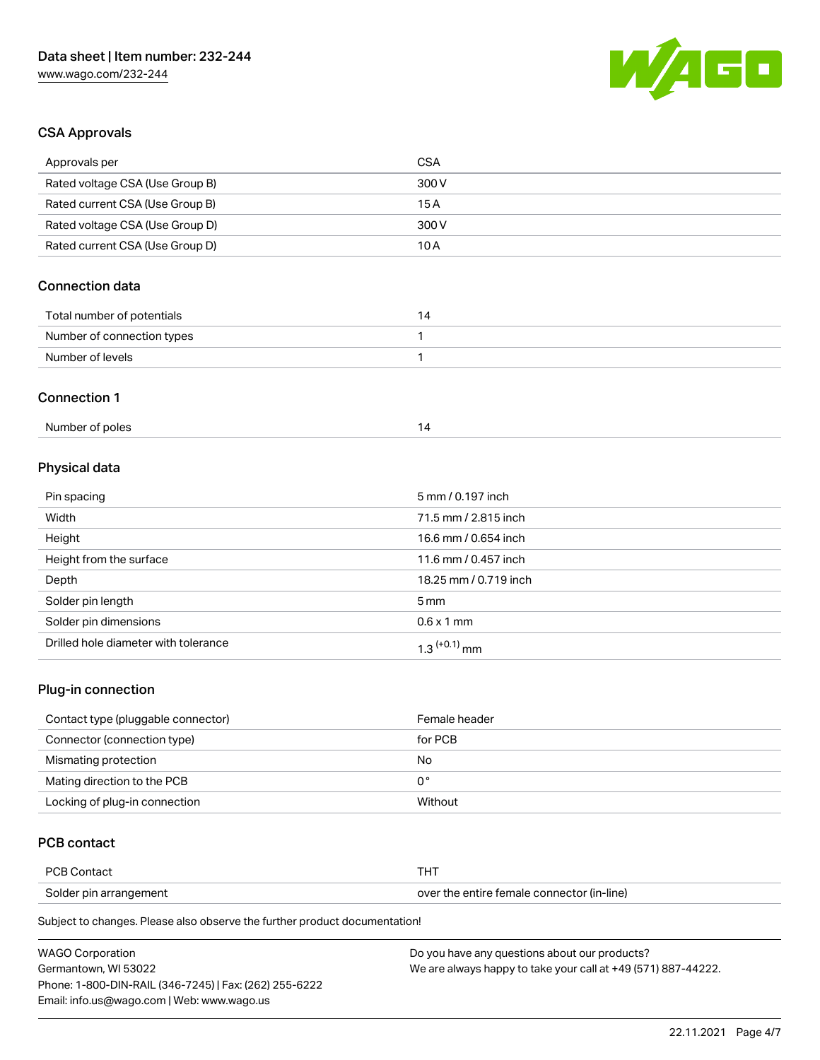## CSA Approvals

| Approvals per | CSA |
|---|---|
| Rated voltage CSA (Use Group B) | 300 V |
| Rated current CSA (Use Group B) | 15 A |
| Rated voltage CSA (Use Group D) | 300 V |
| Rated current CSA (Use Group D) | 10 A |

## Connection data

| Total number of potentials | 14 |
|---|---|
| Number of connection types | 1 |
| Number of levels | 1 |

## Connection 1

| Number of poles | 14 |
|---|---|

## Physical data

| Pin spacing | 5 mm / 0.197 inch |
|---|---|
| Width | 71.5 mm / 2.815 inch |
| Height | 16.6 mm / 0.654 inch |
| Height from the surface | 11.6 mm / 0.457 inch |
| Depth | 18.25 mm / 0.719 inch |
| Solder pin length | 5 mm |
| Solder pin dimensions | 0.6 x 1 mm |
| Drilled hole diameter with tolerance | $1.3^{(+0.1)}$ mm |

## Plug-in connection

| Contact type (pluggable connector) | Female header |
|---|---|
| Connector (connection type) | for PCB |
| Mismating protection | No |
| Mating direction to the PCB | 0° |
| Locking of plug-in connection | Without |

## PCB contact

| PCB Contact | THT |
|---|---|
| Solder pin arrangement | over the entire female connector (in-line) |

Subject to changes. Please also observe the further product documentation!

WAGO Corporation
Germantown, WI 53022
Phone: 1-800-DIN-RAIL (346-7245) | Fax: (262) 255-6222
Email: info.us@wago.com | Web: www.wago.us

Do you have any questions about our products?
We are always happy to take your call at +49 (571) 887-44222.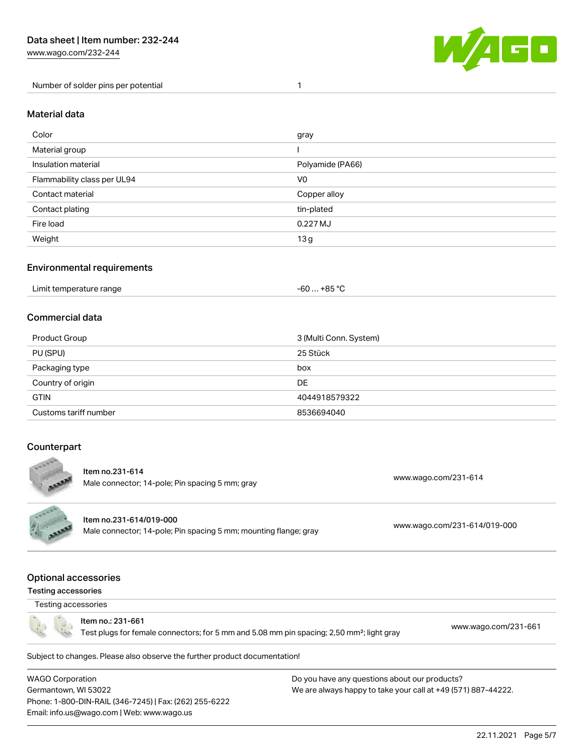| Number of solder pins per potential | 1 |
| --- | --- |

## Material data

| Color | gray |
| --- | --- |
| Material group | I |
| Insulation material | Polyamide (PA66) |
| Flammability class per UL94 | V0 |
| Contact material | Copper alloy |
| Contact plating | tin-plated |
| Fire load | 0.227 MJ |
| Weight | 13 g |

## Environmental requirements

| Limit temperature range | -60 … +85 °C |
| --- | --- |

## Commercial data

| Product Group | 3 (Multi Conn. System) |
| --- | --- |
| PU (SPU) | 25 Stück |
| Packaging type | box |
| Country of origin | DE |
| GTIN | 4044918579322 |
| Customs tariff number | 8536694040 |

## Counterpart

| Item | Description | Link |
| --- | --- | --- |
| Item no.231-614 | Male connector; 14-pole; Pin spacing 5 mm; gray | www.wago.com/231-614 |
| Item no.231-614/019-000 | Male connector; 14-pole; Pin spacing 5 mm; mounting flange; gray | www.wago.com/231-614/019-000 |

## Optional accessories

### Testing accessories

Testing accessories

| Item | Description | Link |
| --- | --- | --- |
| Item no.: 231-661 | Test plugs for female connectors; for 5 mm and 5.08 mm pin spacing; 2,50 mm²; light gray | www.wago.com/231-661 |

Subject to changes. Please also observe the further product documentation!

WAGO Corporation
Germantown, WI 53022
Phone: 1-800-DIN-RAIL (346-7245) | Fax: (262) 255-6222
Email: info.us@wago.com | Web: www.wago.us

Do you have any questions about our products?
We are always happy to take your call at +49 (571) 887-44222.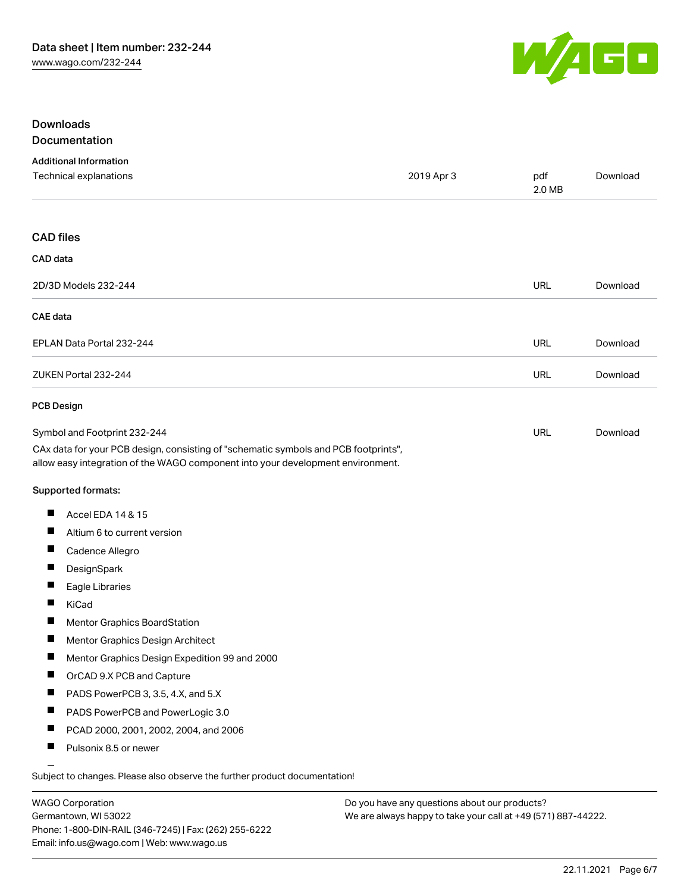## Downloads

### Documentation

#### Additional Information

| | | | |
|---|---|---|---|
| Technical explanations | 2019 Apr 3 | pdf 2.0 MB | Download |

### CAD files

#### CAD data

| | | |
|---|---|---|
| 2D/3D Models 232-244 | URL | Download |

#### CAE data

| | | |
|---|---|---|
| EPLAN Data Portal 232-244 | URL | Download |
| ZUKEN Portal 232-244 | URL | Download |

#### PCB Design

| | | |
|---|---|---|
| Symbol and Footprint 232-244 | URL | Download |

CAx data for your PCB design, consisting of "schematic symbols and PCB footprints", allow easy integration of the WAGO component into your development environment.

**Supported formats:**

- Accel EDA 14 & 15
- Altium 6 to current version
- Cadence Allegro
- DesignSpark
- Eagle Libraries
- KiCad
- Mentor Graphics BoardStation
- Mentor Graphics Design Architect
- Mentor Graphics Design Expedition 99 and 2000
- OrCAD 9.X PCB and Capture
- PADS PowerPCB 3, 3.5, 4.X, and 5.X
- PADS PowerPCB and PowerLogic 3.0
- PCAD 2000, 2001, 2002, 2004, and 2006
- Pulsonix 8.5 or newer

Subject to changes. Please also observe the further product documentation!

WAGO Corporation
Germantown, WI 53022
Phone: 1-800-DIN-RAIL (346-7245) | Fax: (262) 255-6222
Email: info.us@wago.com | Web: www.wago.us

Do you have any questions about our products?
We are always happy to take your call at +49 (571) 887-44222.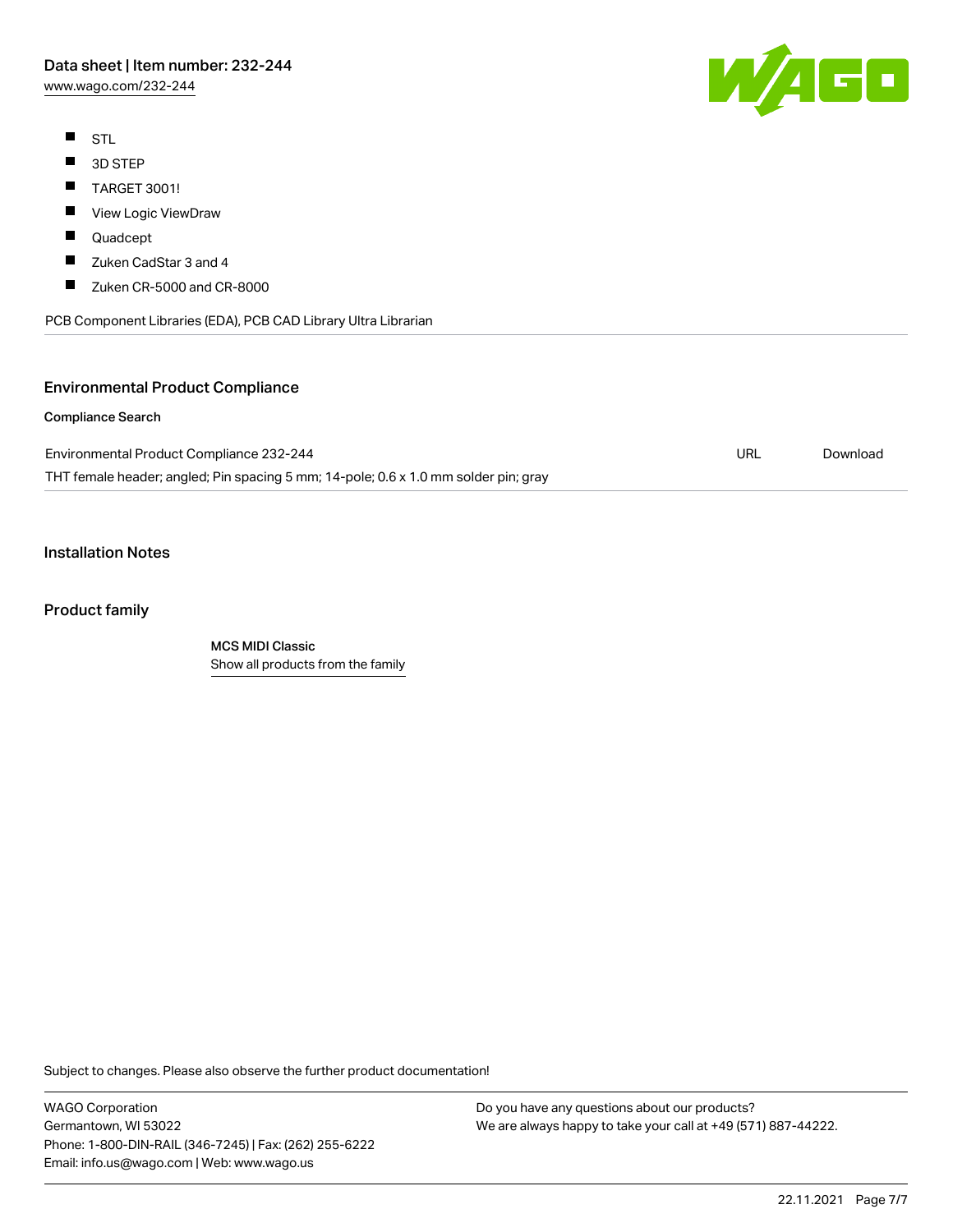- STL
- 3D STEP
- TARGET 3001!
- View Logic ViewDraw
- Quadcept
- Zuken CadStar 3 and 4
- Zuken CR-5000 and CR-8000

PCB Component Libraries (EDA), PCB CAD Library Ultra Librarian

## Environmental Product Compliance

### Compliance Search

| | | |
|---|---|---|
| Environmental Product Compliance 232-244 | URL | Download |
| THT female header; angled; Pin spacing 5 mm; 14-pole; 0.6 x 1.0 mm solder pin; gray | | |

## Installation Notes

## Product family

MCS MIDI Classic
Show all products from the family

Subject to changes. Please also observe the further product documentation!

WAGO Corporation
Germantown, WI 53022
Phone: 1-800-DIN-RAIL (346-7245) | Fax: (262) 255-6222
Email: info.us@wago.com | Web: www.wago.us

Do you have any questions about our products?
We are always happy to take your call at +49 (571) 887-44222.